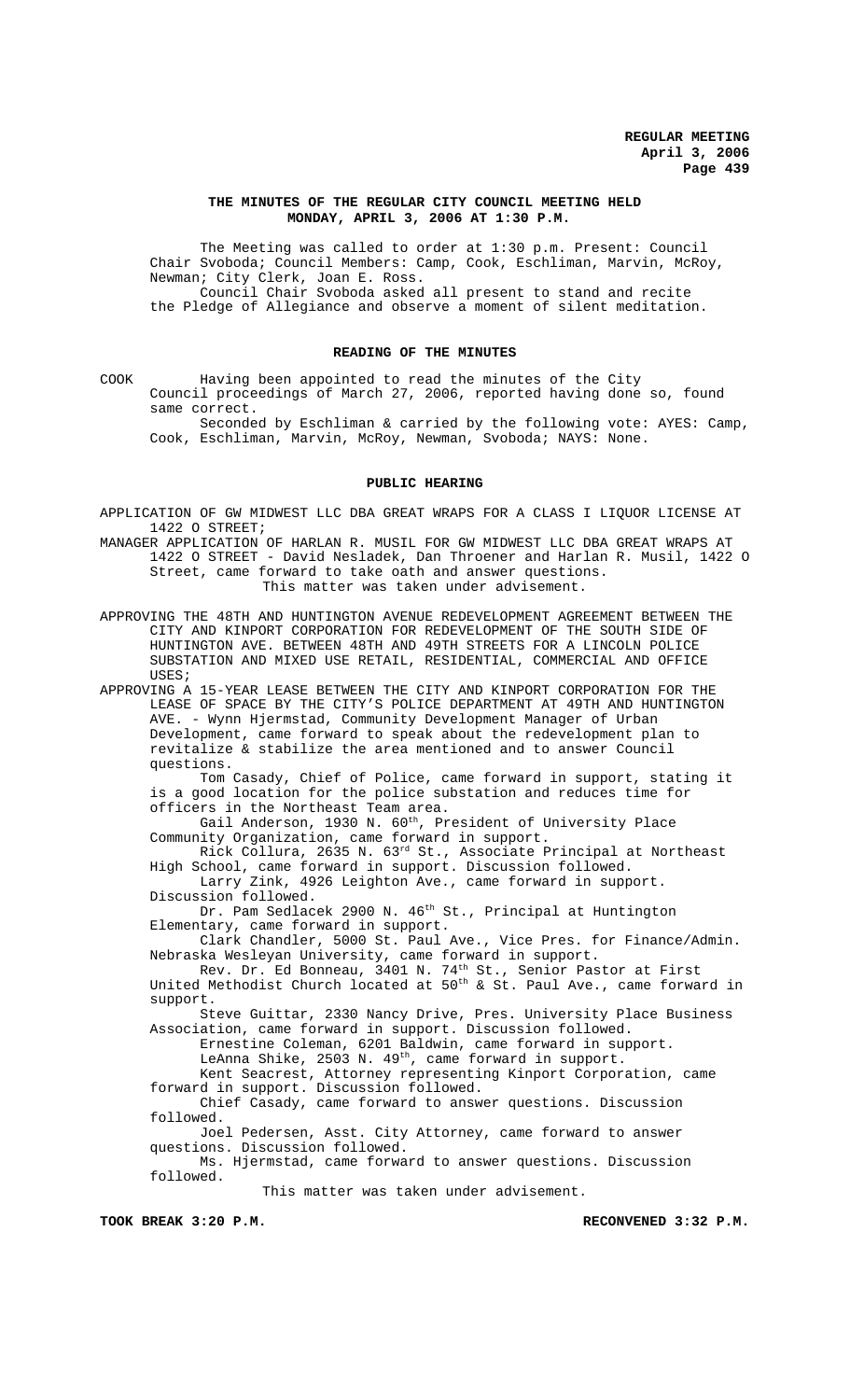# THE MINUTES OF THE REGULAR CITY COUNCIL MEETING HELD MONDAY, APRIL 3, 2006 AT 1:30 P.M.

The Meeting was called to order at 1:30 p.m. Present: Council Chair Svoboda; Council Members: Camp, Cook, Eschliman, Marvin, McRoy, Newman; City Clerk, Joan E. Ross.

Council Chair Svoboda asked all present to stand and recite the Pledge of Allegiance and observe a moment of silent meditation.

## READING OF THE MINUTES

COOK Having been appointed to read the minutes of the City Council proceedings of March 27, 2006, reported having done so, found same correct.

Seconded by Eschliman & carried by the following vote: AYES: Camp, Cook, Eschliman, Marvin, McRoy, Newman, Svoboda; NAYS: None.

## PUBLIC HEARING

APPLICATION OF GW MIDWEST LLC DBA GREAT WRAPS FOR A CLASS I LIQUOR LICENSE AT 1422 O STREET;

MANAGER APPLICATION OF HARLAN R. MUSIL FOR GW MIDWEST LLC DBA GREAT WRAPS AT 1422 O STREET - David Nesladek, Dan Throener and Harlan R. Musil, 1422 O Street, came forward to take oath and answer questions.

This matter was taken under advisement.

APPROVING THE 48TH AND HUNTINGTON AVENUE REDEVELOPMENT AGREEMENT BETWEEN THE CITY AND KINPORT CORPORATION FOR REDEVELOPMENT OF THE SOUTH SIDE OF HUNTINGTON AVE. BETWEEN 48TH AND 49TH STREETS FOR A LINCOLN POLICE SUBSTATION AND MIXED USE RETAIL, RESIDENTIAL, COMMERCIAL AND OFFICE USES;

APPROVING A 15-YEAR LEASE BETWEEN THE CITY AND KINPORT CORPORATION FOR THE LEASE OF SPACE BY THE CITY'S POLICE DEPARTMENT AT 49TH AND HUNTINGTON AVE. - Wynn Hjermstad, Community Development Manager of Urban Development, came forward to speak about the redevelopment plan to revitalize & stabilize the area mentioned and to answer Council questions.

Tom Casady, Chief of Police, came forward in support, stating it is a good location for the police substation and reduces time for officers in the Northeast Team area.

Gail Anderson, 1930 N. 60th, President of University Place Community Organization, came forward in support.

Rick Collura, 2635 N. 63rd St., Associate Principal at Northeast High School, came forward in support. Discussion followed.

Larry Zink, 4926 Leighton Ave., came forward in support. Discussion followed.

Dr. Pam Sedlacek 2900 N. 46th St., Principal at Huntington Elementary, came forward in support.

Clark Chandler, 5000 St. Paul Ave., Vice Pres. for Finance/Admin. Nebraska Wesleyan University, came forward in support.

Rev. Dr. Ed Bonneau, 3401 N. 74th St., Senior Pastor at First United Methodist Church located at 50th & St. Paul Ave., came forward in support.

Steve Guittar, 2330 Nancy Drive, Pres. University Place Business Association, came forward in support. Discussion followed.

Ernestine Coleman, 6201 Baldwin, came forward in support.

LeAnna Shike, 2503 N. 49th, came forward in support.

Kent Seacrest, Attorney representing Kinport Corporation, came forward in support. Discussion followed.

Chief Casady, came forward to answer questions. Discussion followed.

Joel Pedersen, Asst. City Attorney, came forward to answer questions. Discussion followed.

Ms. Hjermstad, came forward to answer questions. Discussion followed.

This matter was taken under advisement.

**TOOK BREAK 3:20 P.M.** **RECONVENED 3:32 P.M.**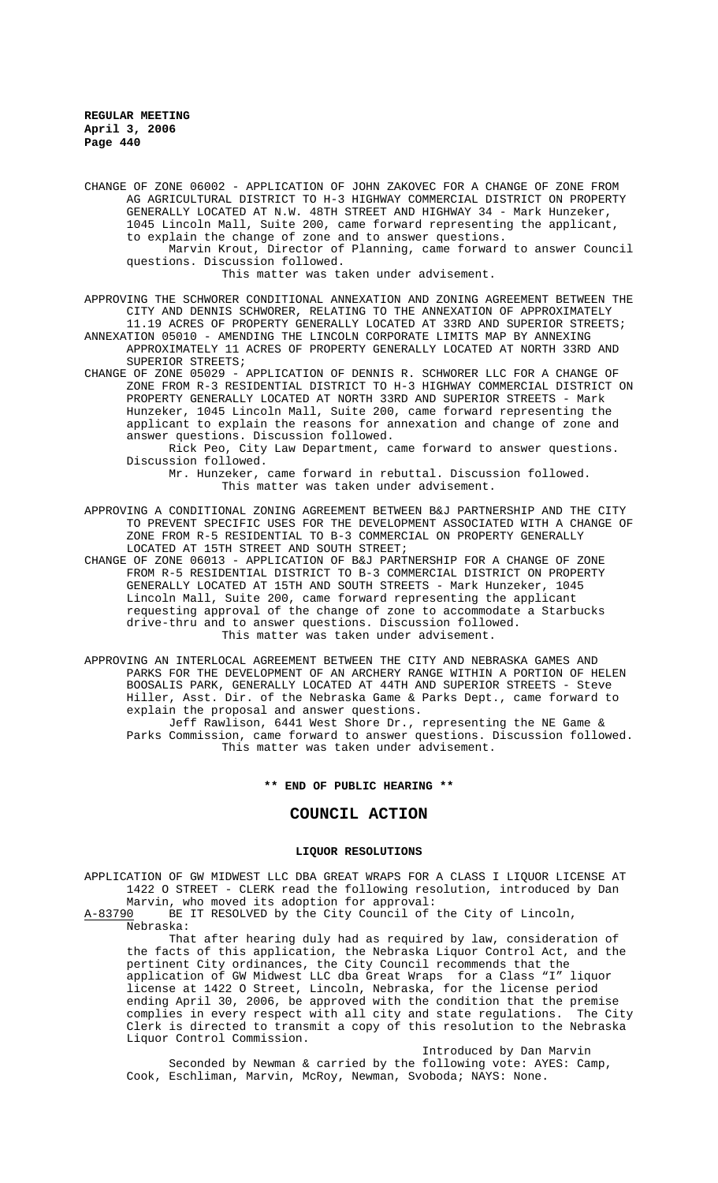CHANGE OF ZONE 06002 - APPLICATION OF JOHN ZAKOVEC FOR A CHANGE OF ZONE FROM AG AGRICULTURAL DISTRICT TO H-3 HIGHWAY COMMERCIAL DISTRICT ON PROPERTY GENERALLY LOCATED AT N.W. 48TH STREET AND HIGHWAY 34 - Mark Hunzeker, 1045 Lincoln Mall, Suite 200, came forward representing the applicant, to explain the change of zone and to answer questions.

Marvin Krout, Director of Planning, came forward to answer Council questions. Discussion followed.

This matter was taken under advisement.

APPROVING THE SCHWORER CONDITIONAL ANNEXATION AND ZONING AGREEMENT BETWEEN THE CITY AND DENNIS SCHWORER, RELATING TO THE ANNEXATION OF APPROXIMATELY 11.19 ACRES OF PROPERTY GENERALLY LOCATED AT 33RD AND SUPERIOR STREETS;

ANNEXATION 05010 - AMENDING THE LINCOLN CORPORATE LIMITS MAP BY ANNEXING APPROXIMATELY 11 ACRES OF PROPERTY GENERALLY LOCATED AT NORTH 33RD AND SUPERIOR STREETS;

CHANGE OF ZONE 05029 - APPLICATION OF DENNIS R. SCHWORER LLC FOR A CHANGE OF ZONE FROM R-3 RESIDENTIAL DISTRICT TO H-3 HIGHWAY COMMERCIAL DISTRICT ON PROPERTY GENERALLY LOCATED AT NORTH 33RD AND SUPERIOR STREETS - Mark Hunzeker, 1045 Lincoln Mall, Suite 200, came forward representing the applicant to explain the reasons for annexation and change of zone and answer questions. Discussion followed.

Rick Peo, City Law Department, came forward to answer questions. Discussion followed.

Mr. Hunzeker, came forward in rebuttal. Discussion followed.

This matter was taken under advisement.

APPROVING A CONDITIONAL ZONING AGREEMENT BETWEEN B&J PARTNERSHIP AND THE CITY TO PREVENT SPECIFIC USES FOR THE DEVELOPMENT ASSOCIATED WITH A CHANGE OF ZONE FROM R-5 RESIDENTIAL TO B-3 COMMERCIAL ON PROPERTY GENERALLY LOCATED AT 15TH STREET AND SOUTH STREET;

CHANGE OF ZONE 06013 - APPLICATION OF B&J PARTNERSHIP FOR A CHANGE OF ZONE FROM R-5 RESIDENTIAL DISTRICT TO B-3 COMMERCIAL DISTRICT ON PROPERTY GENERALLY LOCATED AT 15TH AND SOUTH STREETS - Mark Hunzeker, 1045 Lincoln Mall, Suite 200, came forward representing the applicant requesting approval of the change of zone to accommodate a Starbucks drive-thru and to answer questions. Discussion followed.

This matter was taken under advisement.

APPROVING AN INTERLOCAL AGREEMENT BETWEEN THE CITY AND NEBRASKA GAMES AND PARKS FOR THE DEVELOPMENT OF AN ARCHERY RANGE WITHIN A PORTION OF HELEN BOOSALIS PARK, GENERALLY LOCATED AT 44TH AND SUPERIOR STREETS - Steve Hiller, Asst. Dir. of the Nebraska Game & Parks Dept., came forward to explain the proposal and answer questions.

Jeff Rawlison, 6441 West Shore Dr., representing the NE Game & Parks Commission, came forward to answer questions. Discussion followed.

This matter was taken under advisement.

**\*\* END OF PUBLIC HEARING \*\***

## COUNCIL ACTION

### LIQUOR RESOLUTIONS

APPLICATION OF GW MIDWEST LLC DBA GREAT WRAPS FOR A CLASS I LIQUOR LICENSE AT 1422 O STREET - CLERK read the following resolution, introduced by Dan Marvin, who moved its adoption for approval:

A-83790 BE IT RESOLVED by the City Council of the City of Lincoln, Nebraska:

That after hearing duly had as required by law, consideration of the facts of this application, the Nebraska Liquor Control Act, and the pertinent City ordinances, the City Council recommends that the application of GW Midwest LLC dba Great Wraps for a Class "I" liquor license at 1422 O Street, Lincoln, Nebraska, for the license period ending April 30, 2006, be approved with the condition that the premise complies in every respect with all city and state regulations. The City Clerk is directed to transmit a copy of this resolution to the Nebraska Liquor Control Commission.

Introduced by Dan Marvin

Seconded by Newman & carried by the following vote: AYES: Camp, Cook, Eschliman, Marvin, McRoy, Newman, Svoboda; NAYS: None.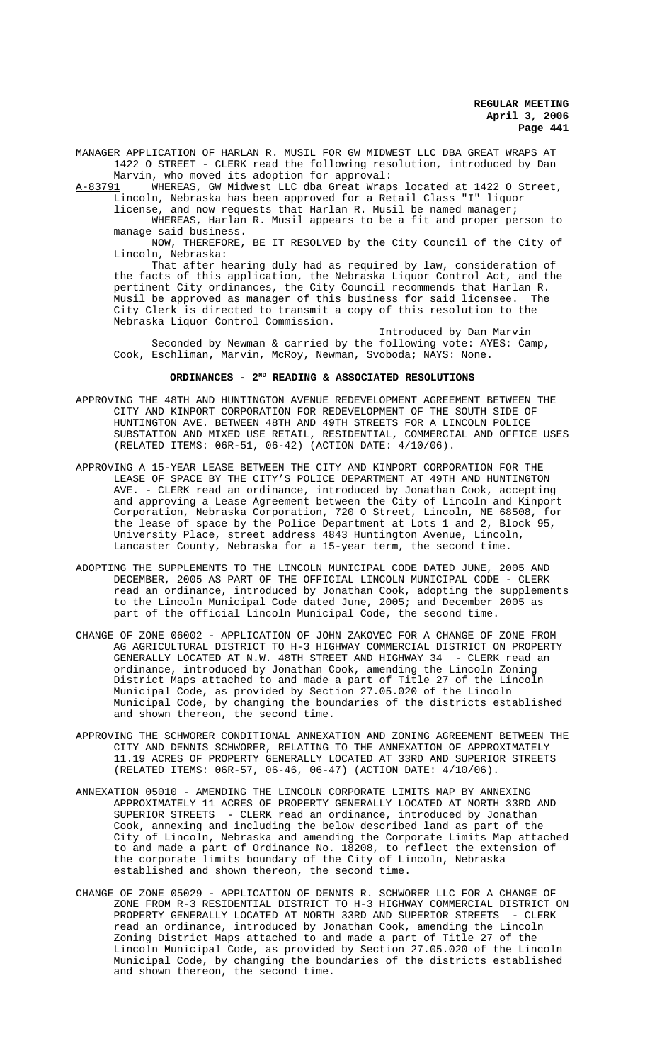MANAGER APPLICATION OF HARLAN R. MUSIL FOR GW MIDWEST LLC DBA GREAT WRAPS AT 1422 O STREET - CLERK read the following resolution, introduced by Dan Marvin, who moved its adoption for approval:

A-83791 WHEREAS, GW Midwest LLC dba Great Wraps located at 1422 O Street, Lincoln, Nebraska has been approved for a Retail Class "I" liquor license, and now requests that Harlan R. Musil be named manager;

WHEREAS, Harlan R. Musil appears to be a fit and proper person to manage said business.

NOW, THEREFORE, BE IT RESOLVED by the City Council of the City of Lincoln, Nebraska:

That after hearing duly had as required by law, consideration of the facts of this application, the Nebraska Liquor Control Act, and the pertinent City ordinances, the City Council recommends that Harlan R. Musil be approved as manager of this business for said licensee. The City Clerk is directed to transmit a copy of this resolution to the Nebraska Liquor Control Commission.

Introduced by Dan Marvin

Seconded by Newman & carried by the following vote: AYES: Camp, Cook, Eschliman, Marvin, McRoy, Newman, Svoboda; NAYS: None.

## ORDINANCES - 2ND READING & ASSOCIATED RESOLUTIONS

APPROVING THE 48TH AND HUNTINGTON AVENUE REDEVELOPMENT AGREEMENT BETWEEN THE CITY AND KINPORT CORPORATION FOR REDEVELOPMENT OF THE SOUTH SIDE OF HUNTINGTON AVE. BETWEEN 48TH AND 49TH STREETS FOR A LINCOLN POLICE SUBSTATION AND MIXED USE RETAIL, RESIDENTIAL, COMMERCIAL AND OFFICE USES (RELATED ITEMS: 06R-51, 06-42) (ACTION DATE: 4/10/06).

APPROVING A 15-YEAR LEASE BETWEEN THE CITY AND KINPORT CORPORATION FOR THE LEASE OF SPACE BY THE CITY'S POLICE DEPARTMENT AT 49TH AND HUNTINGTON AVE. - CLERK read an ordinance, introduced by Jonathan Cook, accepting and approving a Lease Agreement between the City of Lincoln and Kinport Corporation, Nebraska Corporation, 720 O Street, Lincoln, NE 68508, for the lease of space by the Police Department at Lots 1 and 2, Block 95, University Place, street address 4843 Huntington Avenue, Lincoln, Lancaster County, Nebraska for a 15-year term, the second time.

ADOPTING THE SUPPLEMENTS TO THE LINCOLN MUNICIPAL CODE DATED JUNE, 2005 AND DECEMBER, 2005 AS PART OF THE OFFICIAL LINCOLN MUNICIPAL CODE - CLERK read an ordinance, introduced by Jonathan Cook, adopting the supplements to the Lincoln Municipal Code dated June, 2005; and December 2005 as part of the official Lincoln Municipal Code, the second time.

CHANGE OF ZONE 06002 - APPLICATION OF JOHN ZAKOVEC FOR A CHANGE OF ZONE FROM AG AGRICULTURAL DISTRICT TO H-3 HIGHWAY COMMERCIAL DISTRICT ON PROPERTY GENERALLY LOCATED AT N.W. 48TH STREET AND HIGHWAY 34 - CLERK read an ordinance, introduced by Jonathan Cook, amending the Lincoln Zoning District Maps attached to and made a part of Title 27 of the Lincoln Municipal Code, as provided by Section 27.05.020 of the Lincoln Municipal Code, by changing the boundaries of the districts established and shown thereon, the second time.

APPROVING THE SCHWORER CONDITIONAL ANNEXATION AND ZONING AGREEMENT BETWEEN THE CITY AND DENNIS SCHWORER, RELATING TO THE ANNEXATION OF APPROXIMATELY 11.19 ACRES OF PROPERTY GENERALLY LOCATED AT 33RD AND SUPERIOR STREETS (RELATED ITEMS: 06R-57, 06-46, 06-47) (ACTION DATE: 4/10/06).

ANNEXATION 05010 - AMENDING THE LINCOLN CORPORATE LIMITS MAP BY ANNEXING APPROXIMATELY 11 ACRES OF PROPERTY GENERALLY LOCATED AT NORTH 33RD AND SUPERIOR STREETS - CLERK read an ordinance, introduced by Jonathan Cook, annexing and including the below described land as part of the City of Lincoln, Nebraska and amending the Corporate Limits Map attached to and made a part of Ordinance No. 18208, to reflect the extension of the corporate limits boundary of the City of Lincoln, Nebraska established and shown thereon, the second time.

CHANGE OF ZONE 05029 - APPLICATION OF DENNIS R. SCHWORER LLC FOR A CHANGE OF ZONE FROM R-3 RESIDENTIAL DISTRICT TO H-3 HIGHWAY COMMERCIAL DISTRICT ON PROPERTY GENERALLY LOCATED AT NORTH 33RD AND SUPERIOR STREETS - CLERK read an ordinance, introduced by Jonathan Cook, amending the Lincoln Zoning District Maps attached to and made a part of Title 27 of the Lincoln Municipal Code, as provided by Section 27.05.020 of the Lincoln Municipal Code, by changing the boundaries of the districts established and shown thereon, the second time.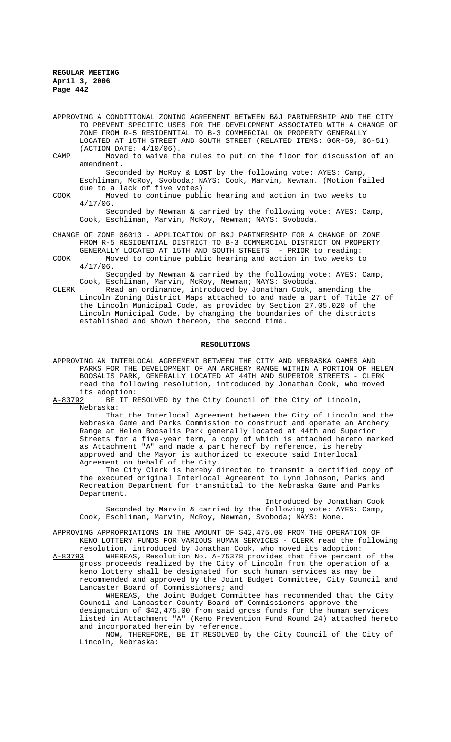APPROVING A CONDITIONAL ZONING AGREEMENT BETWEEN B&J PARTNERSHIP AND THE CITY TO PREVENT SPECIFIC USES FOR THE DEVELOPMENT ASSOCIATED WITH A CHANGE OF ZONE FROM R-5 RESIDENTIAL TO B-3 COMMERCIAL ON PROPERTY GENERALLY LOCATED AT 15TH STREET AND SOUTH STREET (RELATED ITEMS: 06R-59, 06-51) (ACTION DATE: 4/10/06).

CAMP Moved to waive the rules to put on the floor for discussion of an amendment.

Seconded by McRoy & **LOST** by the following vote: AYES: Camp, Eschliman, McRoy, Svoboda; NAYS: Cook, Marvin, Newman. (Motion failed due to a lack of five votes)

COOK Moved to continue public hearing and action in two weeks to 4/17/06.

Seconded by Newman & carried by the following vote: AYES: Camp, Cook, Eschliman, Marvin, McRoy, Newman; NAYS: Svoboda.

CHANGE OF ZONE 06013 - APPLICATION OF B&J PARTNERSHIP FOR A CHANGE OF ZONE FROM R-5 RESIDENTIAL DISTRICT TO B-3 COMMERCIAL DISTRICT ON PROPERTY GENERALLY LOCATED AT 15TH AND SOUTH STREETS - PRIOR to reading:

COOK Moved to continue public hearing and action in two weeks to 4/17/06.

Seconded by Newman & carried by the following vote: AYES: Camp, Cook, Eschliman, Marvin, McRoy, Newman; NAYS: Svoboda.

CLERK Read an ordinance, introduced by Jonathan Cook, amending the Lincoln Zoning District Maps attached to and made a part of Title 27 of the Lincoln Municipal Code, as provided by Section 27.05.020 of the Lincoln Municipal Code, by changing the boundaries of the districts established and shown thereon, the second time.

**RESOLUTIONS**

APPROVING AN INTERLOCAL AGREEMENT BETWEEN THE CITY AND NEBRASKA GAMES AND PARKS FOR THE DEVELOPMENT OF AN ARCHERY RANGE WITHIN A PORTION OF HELEN BOOSALIS PARK, GENERALLY LOCATED AT 44TH AND SUPERIOR STREETS - CLERK read the following resolution, introduced by Jonathan Cook, who moved its adoption:

A-83792 BE IT RESOLVED by the City Council of the City of Lincoln, Nebraska:

That the Interlocal Agreement between the City of Lincoln and the Nebraska Game and Parks Commission to construct and operate an Archery Range at Helen Boosalis Park generally located at 44th and Superior Streets for a five-year term, a copy of which is attached hereto marked as Attachment "A" and made a part hereof by reference, is hereby approved and the Mayor is authorized to execute said Interlocal Agreement on behalf of the City.

The City Clerk is hereby directed to transmit a certified copy of the executed original Interlocal Agreement to Lynn Johnson, Parks and Recreation Department for transmittal to the Nebraska Game and Parks Department.

Introduced by Jonathan Cook

Seconded by Marvin & carried by the following vote: AYES: Camp, Cook, Eschliman, Marvin, McRoy, Newman, Svoboda; NAYS: None.

APPROVING APPROPRIATIONS IN THE AMOUNT OF $42,475.00 FROM THE OPERATION OF KENO LOTTERY FUNDS FOR VARIOUS HUMAN SERVICES - CLERK read the following resolution, introduced by Jonathan Cook, who moved its adoption:

A-83793 WHEREAS, Resolution No. A-75378 provides that five percent of the gross proceeds realized by the City of Lincoln from the operation of a keno lottery shall be designated for such human services as may be recommended and approved by the Joint Budget Committee, City Council and Lancaster Board of Commissioners; and

WHEREAS, the Joint Budget Committee has recommended that the City Council and Lancaster County Board of Commissioners approve the designation of $42,475.00 from said gross funds for the human services listed in Attachment "A" (Keno Prevention Fund Round 24) attached hereto and incorporated herein by reference.

NOW, THEREFORE, BE IT RESOLVED by the City Council of the City of Lincoln, Nebraska: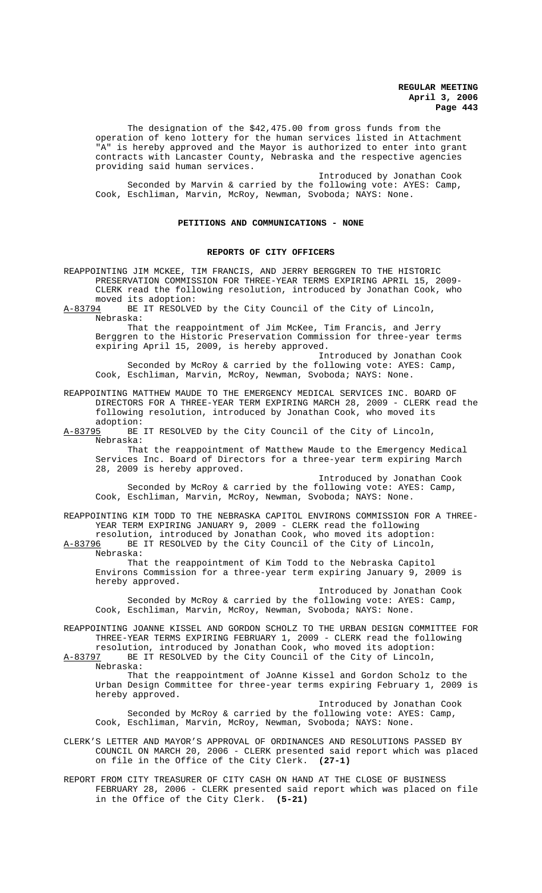The designation of the $42,475.00 from gross funds from the operation of keno lottery for the human services listed in Attachment "A" is hereby approved and the Mayor is authorized to enter into grant contracts with Lancaster County, Nebraska and the respective agencies providing said human services.

Introduced by Jonathan Cook

Seconded by Marvin & carried by the following vote: AYES: Camp, Cook, Eschliman, Marvin, McRoy, Newman, Svoboda; NAYS: None.

**PETITIONS AND COMMUNICATIONS - NONE**

**REPORTS OF CITY OFFICERS**

REAPPOINTING JIM MCKEE, TIM FRANCIS, AND JERRY BERGGREN TO THE HISTORIC PRESERVATION COMMISSION FOR THREE-YEAR TERMS EXPIRING APRIL 15, 2009- CLERK read the following resolution, introduced by Jonathan Cook, who moved its adoption:

A-83794 BE IT RESOLVED by the City Council of the City of Lincoln, Nebraska:

That the reappointment of Jim McKee, Tim Francis, and Jerry Berggren to the Historic Preservation Commission for three-year terms expiring April 15, 2009, is hereby approved.

Introduced by Jonathan Cook

Seconded by McRoy & carried by the following vote: AYES: Camp, Cook, Eschliman, Marvin, McRoy, Newman, Svoboda; NAYS: None.

REAPPOINTING MATTHEW MAUDE TO THE EMERGENCY MEDICAL SERVICES INC. BOARD OF DIRECTORS FOR A THREE-YEAR TERM EXPIRING MARCH 28, 2009 - CLERK read the following resolution, introduced by Jonathan Cook, who moved its adoption:

A-83795 BE IT RESOLVED by the City Council of the City of Lincoln, Nebraska:

That the reappointment of Matthew Maude to the Emergency Medical Services Inc. Board of Directors for a three-year term expiring March 28, 2009 is hereby approved.

Introduced by Jonathan Cook

Seconded by McRoy & carried by the following vote: AYES: Camp, Cook, Eschliman, Marvin, McRoy, Newman, Svoboda; NAYS: None.

REAPPOINTING KIM TODD TO THE NEBRASKA CAPITOL ENVIRONS COMMISSION FOR A THREE-YEAR TERM EXPIRING JANUARY 9, 2009 - CLERK read the following resolution, introduced by Jonathan Cook, who moved its adoption:

A-83796 BE IT RESOLVED by the City Council of the City of Lincoln, Nebraska:

That the reappointment of Kim Todd to the Nebraska Capitol Environs Commission for a three-year term expiring January 9, 2009 is hereby approved.

Introduced by Jonathan Cook

Seconded by McRoy & carried by the following vote: AYES: Camp, Cook, Eschliman, Marvin, McRoy, Newman, Svoboda; NAYS: None.

REAPPOINTING JOANNE KISSEL AND GORDON SCHOLZ TO THE URBAN DESIGN COMMITTEE FOR THREE-YEAR TERMS EXPIRING FEBRUARY 1, 2009 - CLERK read the following resolution, introduced by Jonathan Cook, who moved its adoption:

A-83797 BE IT RESOLVED by the City Council of the City of Lincoln, Nebraska:

That the reappointment of JoAnne Kissel and Gordon Scholz to the Urban Design Committee for three-year terms expiring February 1, 2009 is hereby approved.

Introduced by Jonathan Cook

Seconded by McRoy & carried by the following vote: AYES: Camp, Cook, Eschliman, Marvin, McRoy, Newman, Svoboda; NAYS: None.

CLERK'S LETTER AND MAYOR'S APPROVAL OF ORDINANCES AND RESOLUTIONS PASSED BY COUNCIL ON MARCH 20, 2006 - CLERK presented said report which was placed on file in the Office of the City Clerk. **(27-1)**

REPORT FROM CITY TREASURER OF CITY CASH ON HAND AT THE CLOSE OF BUSINESS FEBRUARY 28, 2006 - CLERK presented said report which was placed on file in the Office of the City Clerk. **(5-21)**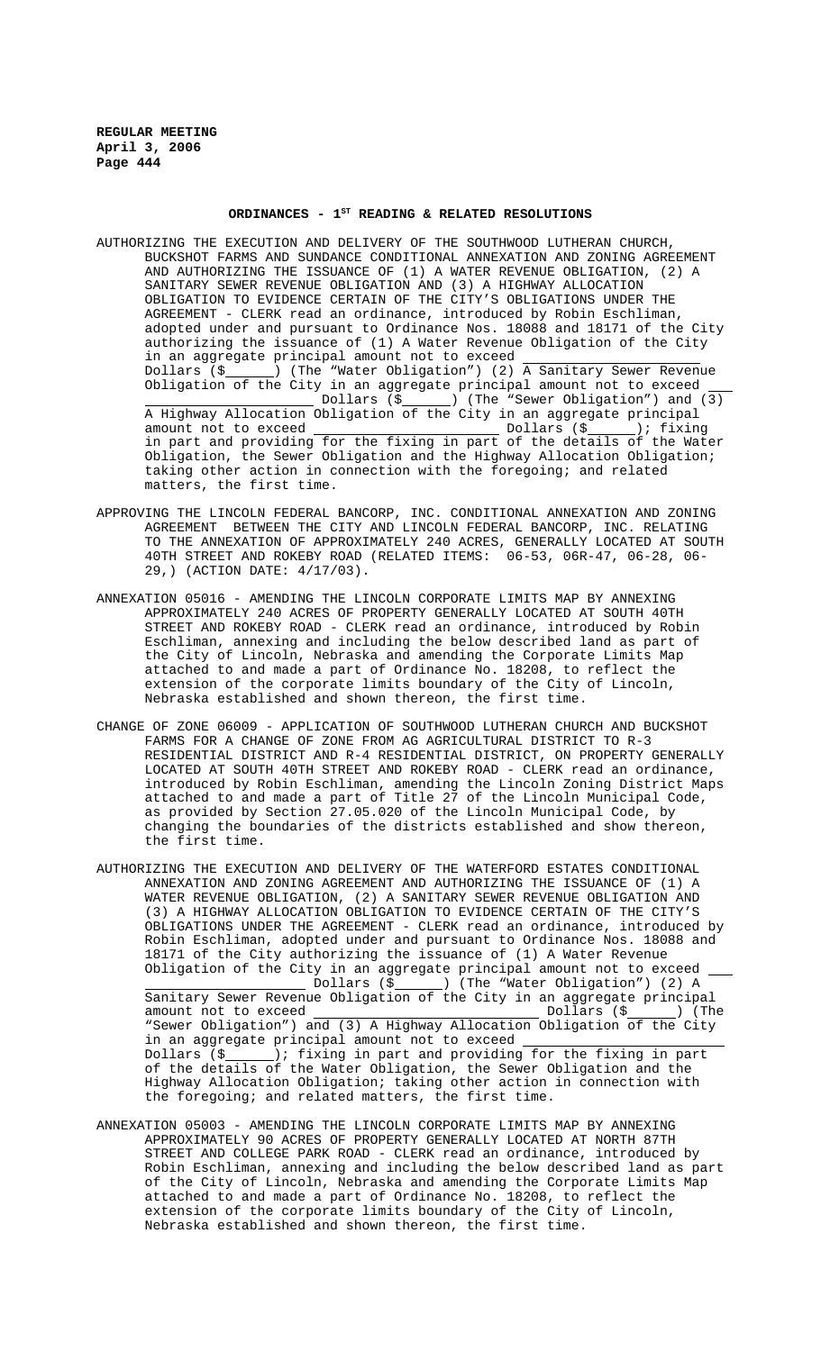## ORDINANCES - 1ST READING & RELATED RESOLUTIONS

AUTHORIZING THE EXECUTION AND DELIVERY OF THE SOUTHWOOD LUTHERAN CHURCH, BUCKSHOT FARMS AND SUNDANCE CONDITIONAL ANNEXATION AND ZONING AGREEMENT AND AUTHORIZING THE ISSUANCE OF (1) A WATER REVENUE OBLIGATION, (2) A SANITARY SEWER REVENUE OBLIGATION AND (3) A HIGHWAY ALLOCATION OBLIGATION TO EVIDENCE CERTAIN OF THE CITY'S OBLIGATIONS UNDER THE AGREEMENT - CLERK read an ordinance, introduced by Robin Eschliman, adopted under and pursuant to Ordinance Nos. 18088 and 18171 of the City authorizing the issuance of (1) A Water Revenue Obligation of the City in an aggregate principal amount not to exceed ____________________ Dollars ($______) (The "Water Obligation") (2) A Sanitary Sewer Revenue Obligation of the City in an aggregate principal amount not to exceed ____________________ Dollars ($______) (The "Sewer Obligation") and (3) A Highway Allocation Obligation of the City in an aggregate principal amount not to exceed ____________________ Dollars ($______); fixing in part and providing for the fixing in part of the details of the Water Obligation, the Sewer Obligation and the Highway Allocation Obligation; taking other action in connection with the foregoing; and related matters, the first time.

APPROVING THE LINCOLN FEDERAL BANCORP, INC. CONDITIONAL ANNEXATION AND ZONING AGREEMENT BETWEEN THE CITY AND LINCOLN FEDERAL BANCORP, INC. RELATING TO THE ANNEXATION OF APPROXIMATELY 240 ACRES, GENERALLY LOCATED AT SOUTH 40TH STREET AND ROKEBY ROAD (RELATED ITEMS: 06-53, 06R-47, 06-28, 06-29,) (ACTION DATE: 4/17/03).

ANNEXATION 05016 - AMENDING THE LINCOLN CORPORATE LIMITS MAP BY ANNEXING APPROXIMATELY 240 ACRES OF PROPERTY GENERALLY LOCATED AT SOUTH 40TH STREET AND ROKEBY ROAD - CLERK read an ordinance, introduced by Robin Eschliman, annexing and including the below described land as part of the City of Lincoln, Nebraska and amending the Corporate Limits Map attached to and made a part of Ordinance No. 18208, to reflect the extension of the corporate limits boundary of the City of Lincoln, Nebraska established and shown thereon, the first time.

CHANGE OF ZONE 06009 - APPLICATION OF SOUTHWOOD LUTHERAN CHURCH AND BUCKSHOT FARMS FOR A CHANGE OF ZONE FROM AG AGRICULTURAL DISTRICT TO R-3 RESIDENTIAL DISTRICT AND R-4 RESIDENTIAL DISTRICT, ON PROPERTY GENERALLY LOCATED AT SOUTH 40TH STREET AND ROKEBY ROAD - CLERK read an ordinance, introduced by Robin Eschliman, amending the Lincoln Zoning District Maps attached to and made a part of Title 27 of the Lincoln Municipal Code, as provided by Section 27.05.020 of the Lincoln Municipal Code, by changing the boundaries of the districts established and show thereon, the first time.

AUTHORIZING THE EXECUTION AND DELIVERY OF THE WATERFORD ESTATES CONDITIONAL ANNEXATION AND ZONING AGREEMENT AND AUTHORIZING THE ISSUANCE OF (1) A WATER REVENUE OBLIGATION, (2) A SANITARY SEWER REVENUE OBLIGATION AND (3) A HIGHWAY ALLOCATION OBLIGATION TO EVIDENCE CERTAIN OF THE CITY'S OBLIGATIONS UNDER THE AGREEMENT - CLERK read an ordinance, introduced by Robin Eschliman, adopted under and pursuant to Ordinance Nos. 18088 and 18171 of the City authorizing the issuance of (1) A Water Revenue Obligation of the City in an aggregate principal amount not to exceed ____________________ Dollars ($______) (The "Water Obligation") (2) A Sanitary Sewer Revenue Obligation of the City in an aggregate principal amount not to exceed ____________________ Dollars ($______) (The "Sewer Obligation") and (3) A Highway Allocation Obligation of the City in an aggregate principal amount not to exceed ____________________ Dollars ($______); fixing in part and providing for the fixing in part of the details of the Water Obligation, the Sewer Obligation and the Highway Allocation Obligation; taking other action in connection with the foregoing; and related matters, the first time.

ANNEXATION 05003 - AMENDING THE LINCOLN CORPORATE LIMITS MAP BY ANNEXING APPROXIMATELY 90 ACRES OF PROPERTY GENERALLY LOCATED AT NORTH 87TH STREET AND COLLEGE PARK ROAD - CLERK read an ordinance, introduced by Robin Eschliman, annexing and including the below described land as part of the City of Lincoln, Nebraska and amending the Corporate Limits Map attached to and made a part of Ordinance No. 18208, to reflect the extension of the corporate limits boundary of the City of Lincoln, Nebraska established and shown thereon, the first time.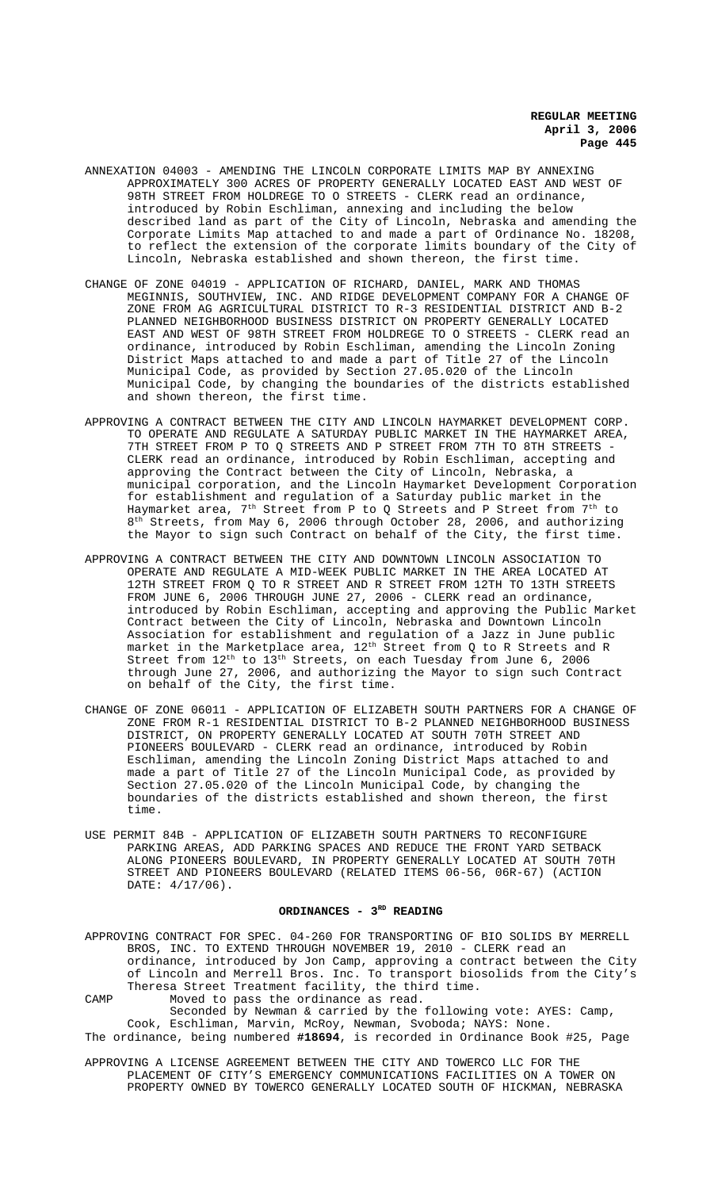ANNEXATION 04003 - AMENDING THE LINCOLN CORPORATE LIMITS MAP BY ANNEXING APPROXIMATELY 300 ACRES OF PROPERTY GENERALLY LOCATED EAST AND WEST OF 98TH STREET FROM HOLDREGE TO O STREETS - CLERK read an ordinance, introduced by Robin Eschliman, annexing and including the below described land as part of the City of Lincoln, Nebraska and amending the Corporate Limits Map attached to and made a part of Ordinance No. 18208, to reflect the extension of the corporate limits boundary of the City of Lincoln, Nebraska established and shown thereon, the first time.

CHANGE OF ZONE 04019 - APPLICATION OF RICHARD, DANIEL, MARK AND THOMAS MEGINNIS, SOUTHVIEW, INC. AND RIDGE DEVELOPMENT COMPANY FOR A CHANGE OF ZONE FROM AG AGRICULTURAL DISTRICT TO R-3 RESIDENTIAL DISTRICT AND B-2 PLANNED NEIGHBORHOOD BUSINESS DISTRICT ON PROPERTY GENERALLY LOCATED EAST AND WEST OF 98TH STREET FROM HOLDREGE TO O STREETS - CLERK read an ordinance, introduced by Robin Eschliman, amending the Lincoln Zoning District Maps attached to and made a part of Title 27 of the Lincoln Municipal Code, as provided by Section 27.05.020 of the Lincoln Municipal Code, by changing the boundaries of the districts established and shown thereon, the first time.

APPROVING A CONTRACT BETWEEN THE CITY AND LINCOLN HAYMARKET DEVELOPMENT CORP. TO OPERATE AND REGULATE A SATURDAY PUBLIC MARKET IN THE HAYMARKET AREA, 7TH STREET FROM P TO Q STREETS AND P STREET FROM 7TH TO 8TH STREETS - CLERK read an ordinance, introduced by Robin Eschliman, accepting and approving the Contract between the City of Lincoln, Nebraska, a municipal corporation, and the Lincoln Haymarket Development Corporation for establishment and regulation of a Saturday public market in the Haymarket area, 7th Street from P to Q Streets and P Street from 7th to 8th Streets, from May 6, 2006 through October 28, 2006, and authorizing the Mayor to sign such Contract on behalf of the City, the first time.

APPROVING A CONTRACT BETWEEN THE CITY AND DOWNTOWN LINCOLN ASSOCIATION TO OPERATE AND REGULATE A MID-WEEK PUBLIC MARKET IN THE AREA LOCATED AT 12TH STREET FROM Q TO R STREET AND R STREET FROM 12TH TO 13TH STREETS FROM JUNE 6, 2006 THROUGH JUNE 27, 2006 - CLERK read an ordinance, introduced by Robin Eschliman, accepting and approving the Public Market Contract between the City of Lincoln, Nebraska and Downtown Lincoln Association for establishment and regulation of a Jazz in June public market in the Marketplace area, 12th Street from Q to R Streets and R Street from 12th to 13th Streets, on each Tuesday from June 6, 2006 through June 27, 2006, and authorizing the Mayor to sign such Contract on behalf of the City, the first time.

CHANGE OF ZONE 06011 - APPLICATION OF ELIZABETH SOUTH PARTNERS FOR A CHANGE OF ZONE FROM R-1 RESIDENTIAL DISTRICT TO B-2 PLANNED NEIGHBORHOOD BUSINESS DISTRICT, ON PROPERTY GENERALLY LOCATED AT SOUTH 70TH STREET AND PIONEERS BOULEVARD - CLERK read an ordinance, introduced by Robin Eschliman, amending the Lincoln Zoning District Maps attached to and made a part of Title 27 of the Lincoln Municipal Code, as provided by Section 27.05.020 of the Lincoln Municipal Code, by changing the boundaries of the districts established and shown thereon, the first time.

USE PERMIT 84B - APPLICATION OF ELIZABETH SOUTH PARTNERS TO RECONFIGURE PARKING AREAS, ADD PARKING SPACES AND REDUCE THE FRONT YARD SETBACK ALONG PIONEERS BOULEVARD, IN PROPERTY GENERALLY LOCATED AT SOUTH 70TH STREET AND PIONEERS BOULEVARD (RELATED ITEMS 06-56, 06R-67) (ACTION DATE: 4/17/06).

## ORDINANCES - 3RD READING

APPROVING CONTRACT FOR SPEC. 04-260 FOR TRANSPORTING OF BIO SOLIDS BY MERRELL BROS, INC. TO EXTEND THROUGH NOVEMBER 19, 2010 - CLERK read an ordinance, introduced by Jon Camp, approving a contract between the City of Lincoln and Merrell Bros. Inc. To transport biosolids from the City's Theresa Street Treatment facility, the third time.

CAMP Moved to pass the ordinance as read.
Seconded by Newman & carried by the following vote: AYES: Camp, Cook, Eschliman, Marvin, McRoy, Newman, Svoboda; NAYS: None.

The ordinance, being numbered **#18694**, is recorded in Ordinance Book #25, Page

APPROVING A LICENSE AGREEMENT BETWEEN THE CITY AND TOWERCO LLC FOR THE PLACEMENT OF CITY'S EMERGENCY COMMUNICATIONS FACILITIES ON A TOWER ON PROPERTY OWNED BY TOWERCO GENERALLY LOCATED SOUTH OF HICKMAN, NEBRASKA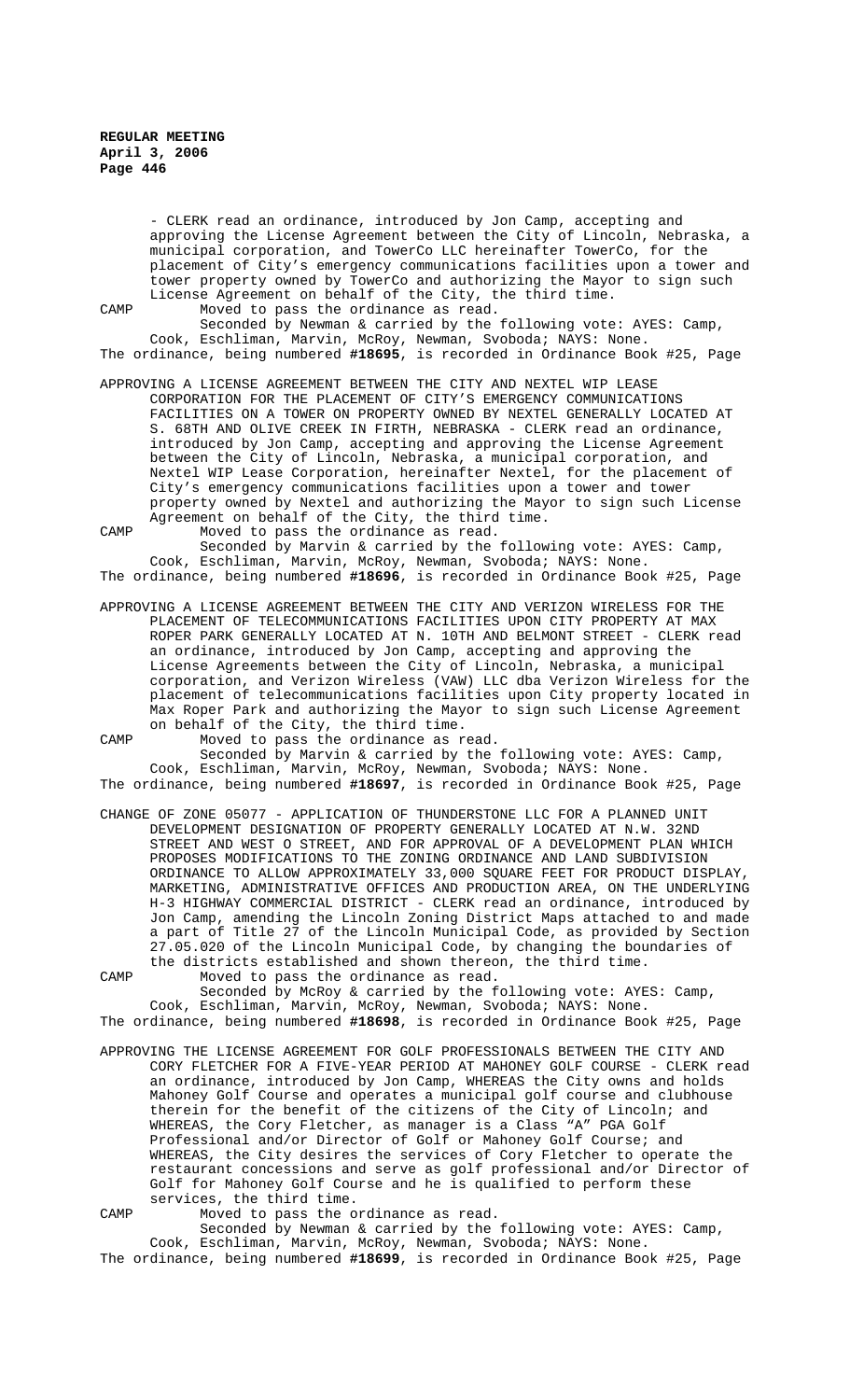- CLERK read an ordinance, introduced by Jon Camp, accepting and approving the License Agreement between the City of Lincoln, Nebraska, a municipal corporation, and TowerCo LLC hereinafter TowerCo, for the placement of City's emergency communications facilities upon a tower and tower property owned by TowerCo and authorizing the Mayor to sign such License Agreement on behalf of the City, the third time.

CAMP Moved to pass the ordinance as read.

Seconded by Newman & carried by the following vote: AYES: Camp, Cook, Eschliman, Marvin, McRoy, Newman, Svoboda; NAYS: None.

The ordinance, being numbered **#18695**, is recorded in Ordinance Book #25, Page

APPROVING A LICENSE AGREEMENT BETWEEN THE CITY AND NEXTEL WIP LEASE CORPORATION FOR THE PLACEMENT OF CITY'S EMERGENCY COMMUNICATIONS FACILITIES ON A TOWER ON PROPERTY OWNED BY NEXTEL GENERALLY LOCATED AT S. 68TH AND OLIVE CREEK IN FIRTH, NEBRASKA - CLERK read an ordinance, introduced by Jon Camp, accepting and approving the License Agreement between the City of Lincoln, Nebraska, a municipal corporation, and Nextel WIP Lease Corporation, hereinafter Nextel, for the placement of City's emergency communications facilities upon a tower and tower property owned by Nextel and authorizing the Mayor to sign such License Agreement on behalf of the City, the third time.

CAMP Moved to pass the ordinance as read.

Seconded by Marvin & carried by the following vote: AYES: Camp, Cook, Eschliman, Marvin, McRoy, Newman, Svoboda; NAYS: None.

The ordinance, being numbered **#18696**, is recorded in Ordinance Book #25, Page

APPROVING A LICENSE AGREEMENT BETWEEN THE CITY AND VERIZON WIRELESS FOR THE PLACEMENT OF TELECOMMUNICATIONS FACILITIES UPON CITY PROPERTY AT MAX ROPER PARK GENERALLY LOCATED AT N. 10TH AND BELMONT STREET - CLERK read an ordinance, introduced by Jon Camp, accepting and approving the License Agreements between the City of Lincoln, Nebraska, a municipal corporation, and Verizon Wireless (VAW) LLC dba Verizon Wireless for the placement of telecommunications facilities upon City property located in Max Roper Park and authorizing the Mayor to sign such License Agreement on behalf of the City, the third time.

CAMP Moved to pass the ordinance as read.

Seconded by Marvin & carried by the following vote: AYES: Camp, Cook, Eschliman, Marvin, McRoy, Newman, Svoboda; NAYS: None.

The ordinance, being numbered **#18697**, is recorded in Ordinance Book #25, Page

CHANGE OF ZONE 05077 - APPLICATION OF THUNDERSTONE LLC FOR A PLANNED UNIT DEVELOPMENT DESIGNATION OF PROPERTY GENERALLY LOCATED AT N.W. 32ND STREET AND WEST O STREET, AND FOR APPROVAL OF A DEVELOPMENT PLAN WHICH PROPOSES MODIFICATIONS TO THE ZONING ORDINANCE AND LAND SUBDIVISION ORDINANCE TO ALLOW APPROXIMATELY 33,000 SQUARE FEET FOR PRODUCT DISPLAY, MARKETING, ADMINISTRATIVE OFFICES AND PRODUCTION AREA, ON THE UNDERLYING H-3 HIGHWAY COMMERCIAL DISTRICT - CLERK read an ordinance, introduced by Jon Camp, amending the Lincoln Zoning District Maps attached to and made a part of Title 27 of the Lincoln Municipal Code, as provided by Section 27.05.020 of the Lincoln Municipal Code, by changing the boundaries of the districts established and shown thereon, the third time.

CAMP Moved to pass the ordinance as read.

Seconded by McRoy & carried by the following vote: AYES: Camp, Cook, Eschliman, Marvin, McRoy, Newman, Svoboda; NAYS: None.

The ordinance, being numbered **#18698**, is recorded in Ordinance Book #25, Page

APPROVING THE LICENSE AGREEMENT FOR GOLF PROFESSIONALS BETWEEN THE CITY AND CORY FLETCHER FOR A FIVE-YEAR PERIOD AT MAHONEY GOLF COURSE - CLERK read an ordinance, introduced by Jon Camp, WHEREAS the City owns and holds Mahoney Golf Course and operates a municipal golf course and clubhouse therein for the benefit of the citizens of the City of Lincoln; and WHEREAS, the Cory Fletcher, as manager is a Class "A" PGA Golf Professional and/or Director of Golf or Mahoney Golf Course; and WHEREAS, the City desires the services of Cory Fletcher to operate the restaurant concessions and serve as golf professional and/or Director of Golf for Mahoney Golf Course and he is qualified to perform these services, the third time.

CAMP Moved to pass the ordinance as read.

Seconded by Newman & carried by the following vote: AYES: Camp, Cook, Eschliman, Marvin, McRoy, Newman, Svoboda; NAYS: None.

The ordinance, being numbered **#18699**, is recorded in Ordinance Book #25, Page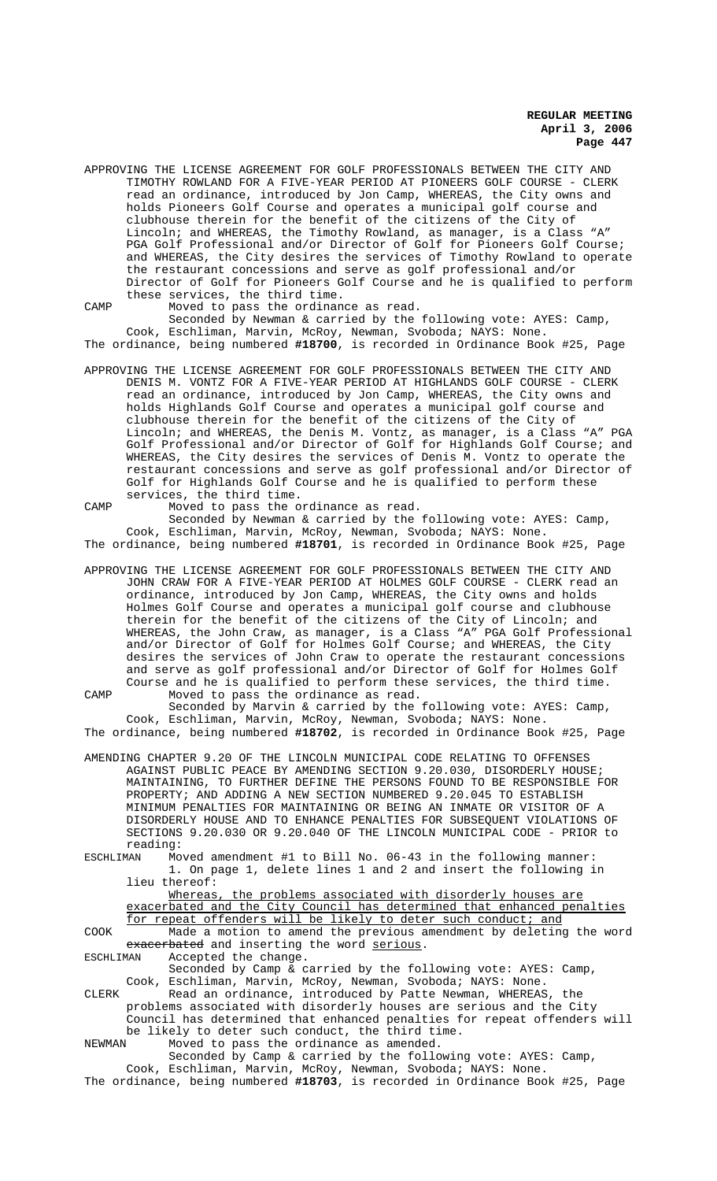APPROVING THE LICENSE AGREEMENT FOR GOLF PROFESSIONALS BETWEEN THE CITY AND TIMOTHY ROWLAND FOR A FIVE-YEAR PERIOD AT PIONEERS GOLF COURSE - CLERK read an ordinance, introduced by Jon Camp, WHEREAS, the City owns and holds Pioneers Golf Course and operates a municipal golf course and clubhouse therein for the benefit of the citizens of the City of Lincoln; and WHEREAS, the Timothy Rowland, as manager, is a Class "A" PGA Golf Professional and/or Director of Golf for Pioneers Golf Course; and WHEREAS, the City desires the services of Timothy Rowland to operate the restaurant concessions and serve as golf professional and/or Director of Golf for Pioneers Golf Course and he is qualified to perform these services, the third time.

CAMP Moved to pass the ordinance as read.

Seconded by Newman & carried by the following vote: AYES: Camp, Cook, Eschliman, Marvin, McRoy, Newman, Svoboda; NAYS: None.

The ordinance, being numbered **#18700**, is recorded in Ordinance Book #25, Page

APPROVING THE LICENSE AGREEMENT FOR GOLF PROFESSIONALS BETWEEN THE CITY AND DENIS M. VONTZ FOR A FIVE-YEAR PERIOD AT HIGHLANDS GOLF COURSE - CLERK read an ordinance, introduced by Jon Camp, WHEREAS, the City owns and holds Highlands Golf Course and operates a municipal golf course and clubhouse therein for the benefit of the citizens of the City of Lincoln; and WHEREAS, the Denis M. Vontz, as manager, is a Class "A" PGA Golf Professional and/or Director of Golf for Highlands Golf Course; and WHEREAS, the City desires the services of Denis M. Vontz to operate the restaurant concessions and serve as golf professional and/or Director of Golf for Highlands Golf Course and he is qualified to perform these services, the third time.

CAMP Moved to pass the ordinance as read.

Seconded by Newman & carried by the following vote: AYES: Camp, Cook, Eschliman, Marvin, McRoy, Newman, Svoboda; NAYS: None.

The ordinance, being numbered **#18701**, is recorded in Ordinance Book #25, Page

APPROVING THE LICENSE AGREEMENT FOR GOLF PROFESSIONALS BETWEEN THE CITY AND JOHN CRAW FOR A FIVE-YEAR PERIOD AT HOLMES GOLF COURSE - CLERK read an ordinance, introduced by Jon Camp, WHEREAS, the City owns and holds Holmes Golf Course and operates a municipal golf course and clubhouse therein for the benefit of the citizens of the City of Lincoln; and WHEREAS, the John Craw, as manager, is a Class "A" PGA Golf Professional and/or Director of Golf for Holmes Golf Course; and WHEREAS, the City desires the services of John Craw to operate the restaurant concessions and serve as golf professional and/or Director of Golf for Holmes Golf Course and he is qualified to perform these services, the third time.

CAMP Moved to pass the ordinance as read.

Seconded by Marvin & carried by the following vote: AYES: Camp, Cook, Eschliman, Marvin, McRoy, Newman, Svoboda; NAYS: None.

The ordinance, being numbered **#18702**, is recorded in Ordinance Book #25, Page

AMENDING CHAPTER 9.20 OF THE LINCOLN MUNICIPAL CODE RELATING TO OFFENSES AGAINST PUBLIC PEACE BY AMENDING SECTION 9.20.030, DISORDERLY HOUSE; MAINTAINING, TO FURTHER DEFINE THE PERSONS FOUND TO BE RESPONSIBLE FOR PROPERTY; AND ADDING A NEW SECTION NUMBERED 9.20.045 TO ESTABLISH MINIMUM PENALTIES FOR MAINTAINING OR BEING AN INMATE OR VISITOR OF A DISORDERLY HOUSE AND TO ENHANCE PENALTIES FOR SUBSEQUENT VIOLATIONS OF SECTIONS 9.20.030 OR 9.20.040 OF THE LINCOLN MUNICIPAL CODE - PRIOR to reading:

ESCHLIMAN Moved amendment #1 to Bill No. 06-43 in the following manner:

1. On page 1, delete lines 1 and 2 and insert the following in lieu thereof:

<u>Whereas, the problems associated with disorderly houses are exacerbated and the City Council has determined that enhanced penalties for repeat offenders will be likely to deter such conduct; and</u>

COOK Made a motion to amend the previous amendment by deleting the word ~~exacerbated~~ and inserting the word <u>serious</u>.

ESCHLIMAN Accepted the change.

Seconded by Camp & carried by the following vote: AYES: Camp, Cook, Eschliman, Marvin, McRoy, Newman, Svoboda; NAYS: None.

CLERK Read an ordinance, introduced by Patte Newman, WHEREAS, the problems associated with disorderly houses are serious and the City Council has determined that enhanced penalties for repeat offenders will be likely to deter such conduct, the third time.

NEWMAN Moved to pass the ordinance as amended.

Seconded by Camp & carried by the following vote: AYES: Camp, Cook, Eschliman, Marvin, McRoy, Newman, Svoboda; NAYS: None.

The ordinance, being numbered **#18703**, is recorded in Ordinance Book #25, Page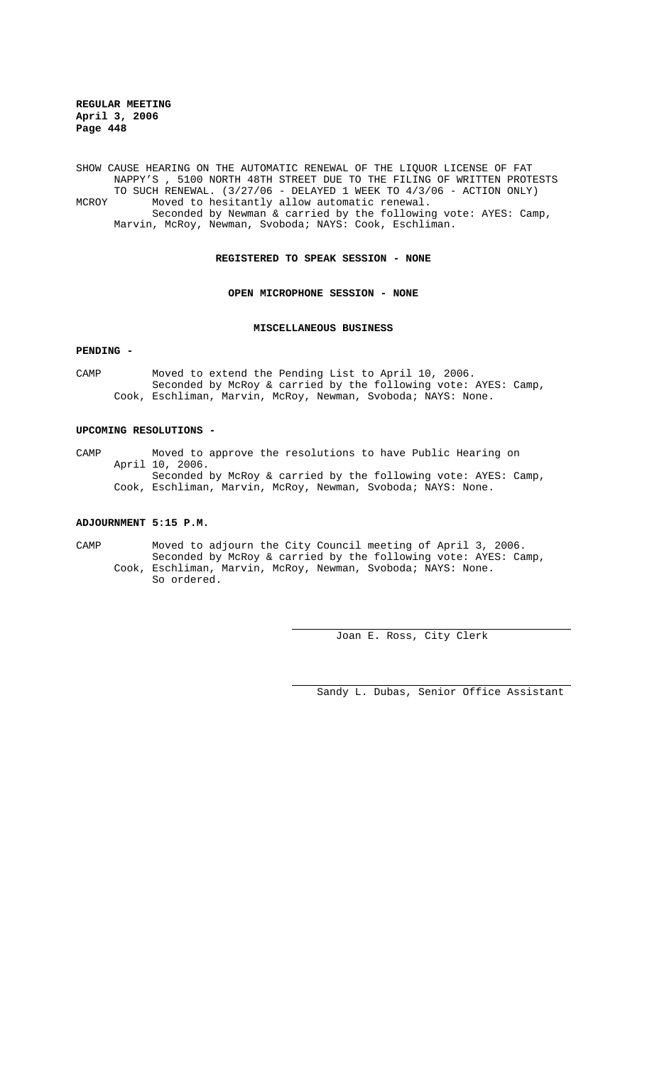SHOW CAUSE HEARING ON THE AUTOMATIC RENEWAL OF THE LIQUOR LICENSE OF FAT NAPPY'S , 5100 NORTH 48TH STREET DUE TO THE FILING OF WRITTEN PROTESTS TO SUCH RENEWAL. (3/27/06 - DELAYED 1 WEEK TO 4/3/06 - ACTION ONLY)

MCROY Moved to hesitantly allow automatic renewal.
Seconded by Newman & carried by the following vote: AYES: Camp, Marvin, McRoy, Newman, Svoboda; NAYS: Cook, Eschliman.

**REGISTERED TO SPEAK SESSION - NONE**

**OPEN MICROPHONE SESSION - NONE**

**MISCELLANEOUS BUSINESS**

**PENDING -**

CAMP Moved to extend the Pending List to April 10, 2006.
Seconded by McRoy & carried by the following vote: AYES: Camp, Cook, Eschliman, Marvin, McRoy, Newman, Svoboda; NAYS: None.

**UPCOMING RESOLUTIONS -**

CAMP Moved to approve the resolutions to have Public Hearing on April 10, 2006.
Seconded by McRoy & carried by the following vote: AYES: Camp, Cook, Eschliman, Marvin, McRoy, Newman, Svoboda; NAYS: None.

**ADJOURNMENT 5:15 P.M.**

CAMP Moved to adjourn the City Council meeting of April 3, 2006.
Seconded by McRoy & carried by the following vote: AYES: Camp, Cook, Eschliman, Marvin, McRoy, Newman, Svoboda; NAYS: None.
So ordered.

Joan E. Ross, City Clerk

Sandy L. Dubas, Senior Office Assistant